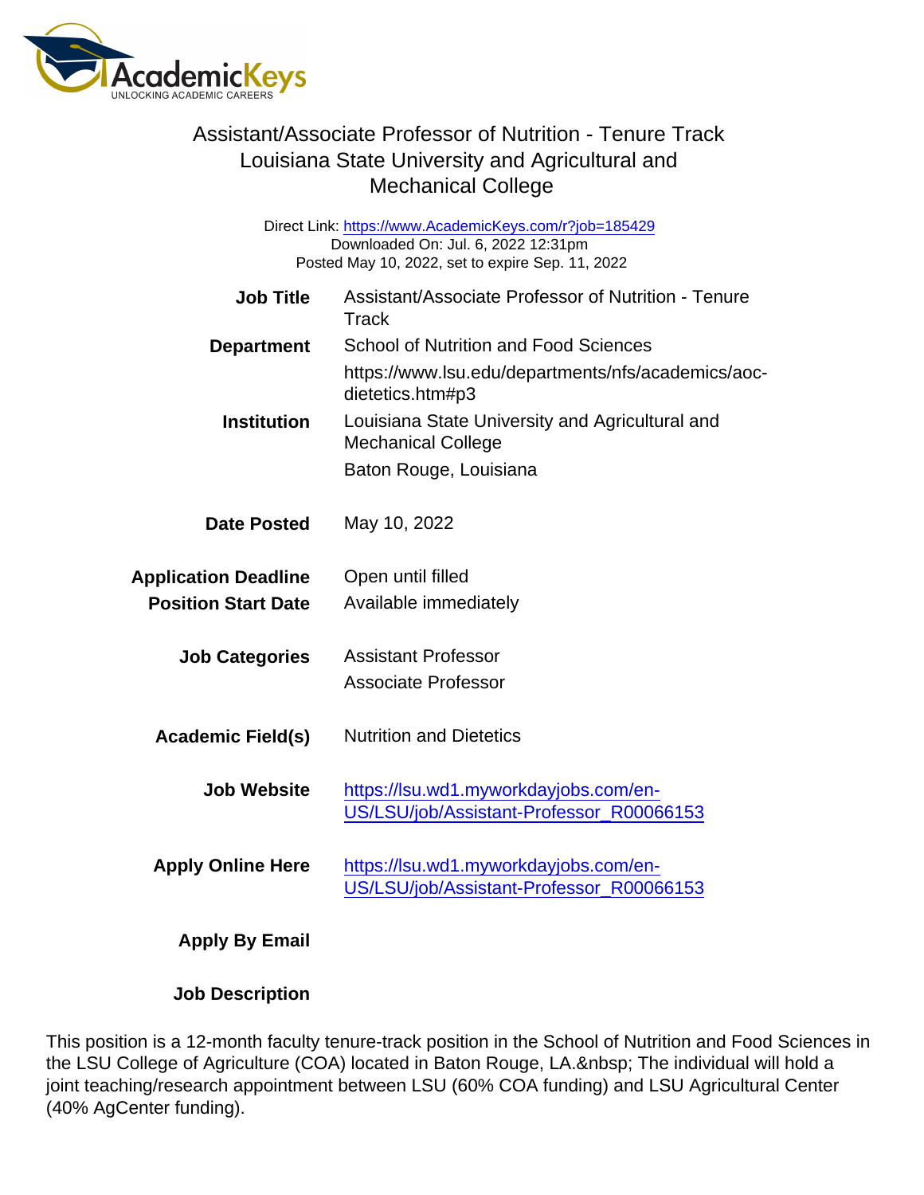# Assistant/Associate Professor of Nutrition - Tenure Track
## Louisiana State University and Agricultural and Mechanical College

Direct Link: https://www.AcademicKeys.com/r?job=185429
Downloaded On: Jul. 6, 2022 12:31pm
Posted May 10, 2022, set to expire Sep. 11, 2022

**Job Title** Assistant/Associate Professor of Nutrition - Tenure Track

**Department** School of Nutrition and Food Sciences
https://www.lsu.edu/departments/nfs/academics/aoc-dietetics.htm#p3

**Institution** Louisiana State University and Agricultural and Mechanical College
Baton Rouge, Louisiana

**Date Posted** May 10, 2022

**Application Deadline** Open until filled

**Position Start Date** Available immediately

**Job Categories** Assistant Professor
Associate Professor

**Academic Field(s)** Nutrition and Dietetics

**Job Website** https://lsu.wd1.myworkdayjobs.com/en-US/LSU/job/Assistant-Professor_R00066153

**Apply Online Here** https://lsu.wd1.myworkdayjobs.com/en-US/LSU/job/Assistant-Professor_R00066153

**Apply By Email**

**Job Description**

This position is a 12-month faculty tenure-track position in the School of Nutrition and Food Sciences in the LSU College of Agriculture (COA) located in Baton Rouge, LA.&nbsp; The individual will hold a joint teaching/research appointment between LSU (60% COA funding) and LSU Agricultural Center (40% AgCenter funding).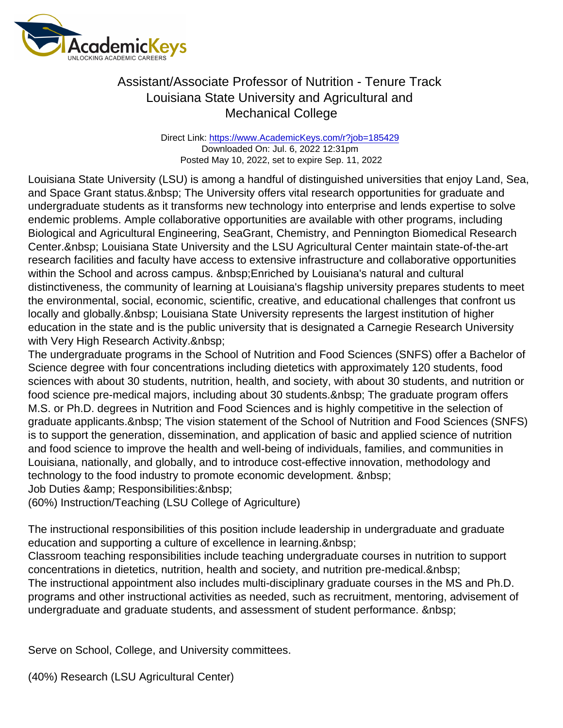# Assistant/Associate Professor of Nutrition - Tenure Track
## Louisiana State University and Agricultural and Mechanical College

Direct Link: https://www.AcademicKeys.com/r?job=185429
Downloaded On: Jul. 6, 2022 12:31pm
Posted May 10, 2022, set to expire Sep. 11, 2022

Louisiana State University (LSU) is among a handful of distinguished universities that enjoy Land, Sea, and Space Grant status.&nbsp; The University offers vital research opportunities for graduate and undergraduate students as it transforms new technology into enterprise and lends expertise to solve endemic problems. Ample collaborative opportunities are available with other programs, including Biological and Agricultural Engineering, SeaGrant, Chemistry, and Pennington Biomedical Research Center.&nbsp; Louisiana State University and the LSU Agricultural Center maintain state-of-the-art research facilities and faculty have access to extensive infrastructure and collaborative opportunities within the School and across campus. &nbsp;Enriched by Louisiana's natural and cultural distinctiveness, the community of learning at Louisiana's flagship university prepares students to meet the environmental, social, economic, scientific, creative, and educational challenges that confront us locally and globally.&nbsp; Louisiana State University represents the largest institution of higher education in the state and is the public university that is designated a Carnegie Research University with Very High Research Activity.&nbsp;
The undergraduate programs in the School of Nutrition and Food Sciences (SNFS) offer a Bachelor of Science degree with four concentrations including dietetics with approximately 120 students, food sciences with about 30 students, nutrition, health, and society, with about 30 students, and nutrition or food science pre-medical majors, including about 30 students.&nbsp; The graduate program offers M.S. or Ph.D. degrees in Nutrition and Food Sciences and is highly competitive in the selection of graduate applicants.&nbsp; The vision statement of the School of Nutrition and Food Sciences (SNFS) is to support the generation, dissemination, and application of basic and applied science of nutrition and food science to improve the health and well-being of individuals, families, and communities in Louisiana, nationally, and globally, and to introduce cost-effective innovation, methodology and technology to the food industry to promote economic development. &nbsp;
Job Duties &amp; Responsibilities:&nbsp;
(60%) Instruction/Teaching (LSU College of Agriculture)

The instructional responsibilities of this position include leadership in undergraduate and graduate education and supporting a culture of excellence in learning.&nbsp;
Classroom teaching responsibilities include teaching undergraduate courses in nutrition to support concentrations in dietetics, nutrition, health and society, and nutrition pre-medical.&nbsp;
The instructional appointment also includes multi-disciplinary graduate courses in the MS and Ph.D. programs and other instructional activities as needed, such as recruitment, mentoring, advisement of undergraduate and graduate students, and assessment of student performance. &nbsp;

Serve on School, College, and University committees.

(40%) Research (LSU Agricultural Center)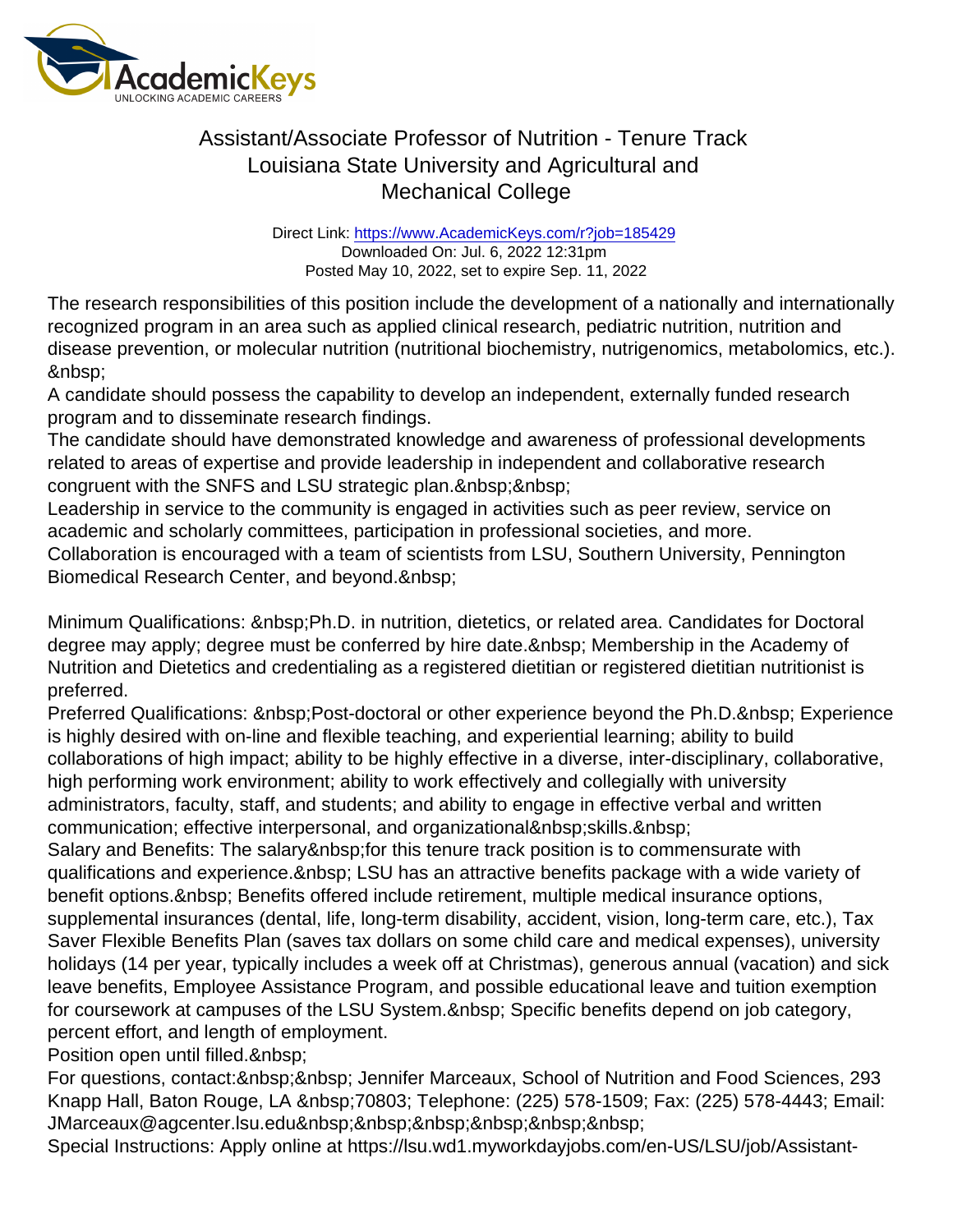# Assistant/Associate Professor of Nutrition - Tenure Track
## Louisiana State University and Agricultural and Mechanical College

Direct Link: https://www.AcademicKeys.com/r?job=185429
Downloaded On: Jul. 6, 2022 12:31pm
Posted May 10, 2022, set to expire Sep. 11, 2022

The research responsibilities of this position include the development of a nationally and internationally recognized program in an area such as applied clinical research, pediatric nutrition, nutrition and disease prevention, or molecular nutrition (nutritional biochemistry, nutrigenomics, metabolomics, etc.).&nbsp;
A candidate should possess the capability to develop an independent, externally funded research program and to disseminate research findings.
The candidate should have demonstrated knowledge and awareness of professional developments related to areas of expertise and provide leadership in independent and collaborative research congruent with the SNFS and LSU strategic plan.&nbsp;&nbsp;
Leadership in service to the community is engaged in activities such as peer review, service on academic and scholarly committees, participation in professional societies, and more.
Collaboration is encouraged with a team of scientists from LSU, Southern University, Pennington Biomedical Research Center, and beyond.&nbsp;

Minimum Qualifications: &nbsp;Ph.D. in nutrition, dietetics, or related area. Candidates for Doctoral degree may apply; degree must be conferred by hire date.&nbsp; Membership in the Academy of Nutrition and Dietetics and credentialing as a registered dietitian or registered dietitian nutritionist is preferred.
Preferred Qualifications: &nbsp;Post-doctoral or other experience beyond the Ph.D.&nbsp; Experience is highly desired with on-line and flexible teaching, and experiential learning; ability to build collaborations of high impact; ability to be highly effective in a diverse, inter-disciplinary, collaborative, high performing work environment; ability to work effectively and collegially with university administrators, faculty, staff, and students; and ability to engage in effective verbal and written communication; effective interpersonal, and organizational&nbsp;skills.&nbsp;
Salary and Benefits: The salary&nbsp;for this tenure track position is to commensurate with qualifications and experience.&nbsp; LSU has an attractive benefits package with a wide variety of benefit options.&nbsp; Benefits offered include retirement, multiple medical insurance options, supplemental insurances (dental, life, long-term disability, accident, vision, long-term care, etc.), Tax Saver Flexible Benefits Plan (saves tax dollars on some child care and medical expenses), university holidays (14 per year, typically includes a week off at Christmas), generous annual (vacation) and sick leave benefits, Employee Assistance Program, and possible educational leave and tuition exemption for coursework at campuses of the LSU System.&nbsp; Specific benefits depend on job category, percent effort, and length of employment.
Position open until filled.&nbsp;
For questions, contact:&nbsp;&nbsp; Jennifer Marceaux, School of Nutrition and Food Sciences, 293 Knapp Hall, Baton Rouge, LA &nbsp;70803; Telephone: (225) 578-1509; Fax: (225) 578-4443; Email: JMarceaux@agcenter.lsu.edu&nbsp;&nbsp;&nbsp;&nbsp;&nbsp;&nbsp;
Special Instructions: Apply online at https://lsu.wd1.myworkdayjobs.com/en-US/LSU/job/Assistant-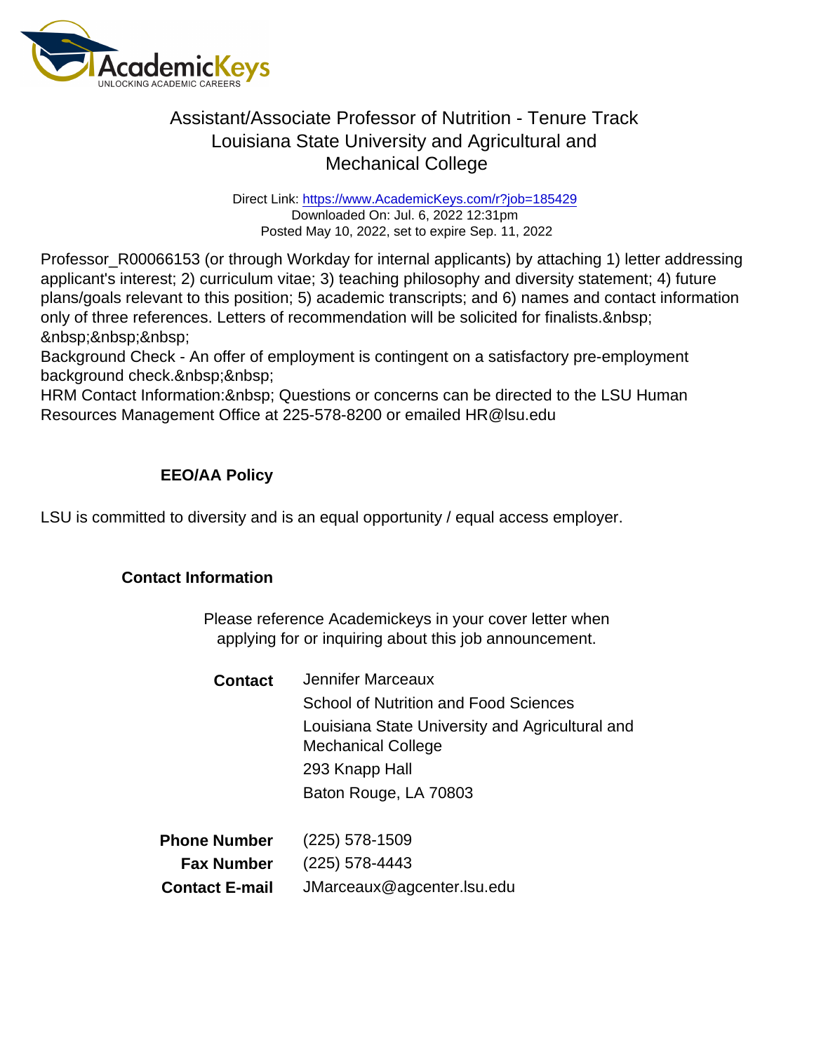# Assistant/Associate Professor of Nutrition - Tenure Track
## Louisiana State University and Agricultural and Mechanical College

Direct Link: https://www.AcademicKeys.com/r?job=185429
Downloaded On: Jul. 6, 2022 12:31pm
Posted May 10, 2022, set to expire Sep. 11, 2022

Professor_R00066153 (or through Workday for internal applicants) by attaching 1) letter addressing applicant's interest; 2) curriculum vitae; 3) teaching philosophy and diversity statement; 4) future plans/goals relevant to this position; 5) academic transcripts; and 6) names and contact information only of three references. Letters of recommendation will be solicited for finalists.&nbsp; &nbsp;&nbsp;&nbsp;
Background Check - An offer of employment is contingent on a satisfactory pre-employment background check.&nbsp;&nbsp;
HRM Contact Information:&nbsp; Questions or concerns can be directed to the LSU Human Resources Management Office at 225-578-8200 or emailed HR@lsu.edu

### EEO/AA Policy

LSU is committed to diversity and is an equal opportunity / equal access employer.

### Contact Information

Please reference Academickeys in your cover letter when applying for or inquiring about this job announcement.

**Contact**
Jennifer Marceaux
School of Nutrition and Food Sciences
Louisiana State University and Agricultural and Mechanical College
293 Knapp Hall
Baton Rouge, LA 70803

**Phone Number** (225) 578-1509
**Fax Number** (225) 578-4443
**Contact E-mail** JMarceaux@agcenter.lsu.edu